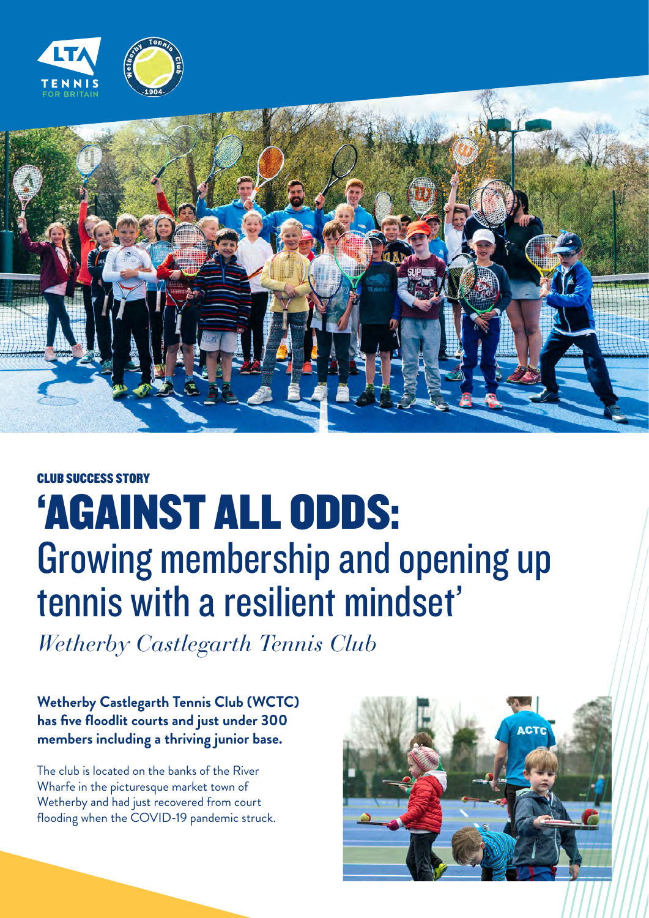CLUB SUCCESS STORY

# 'AGAINST ALL ODDS: Growing membership and opening up tennis with a resilient mindset'

*Wetherby Castlegarth Tennis Club*

**Wetherby Castlegarth Tennis Club (WCTC) has five floodlit courts and just under 300 members including a thriving junior base.**

The club is located on the banks of the River Wharfe in the picturesque market town of Wetherby and had just recovered from court flooding when the COVID-19 pandemic struck.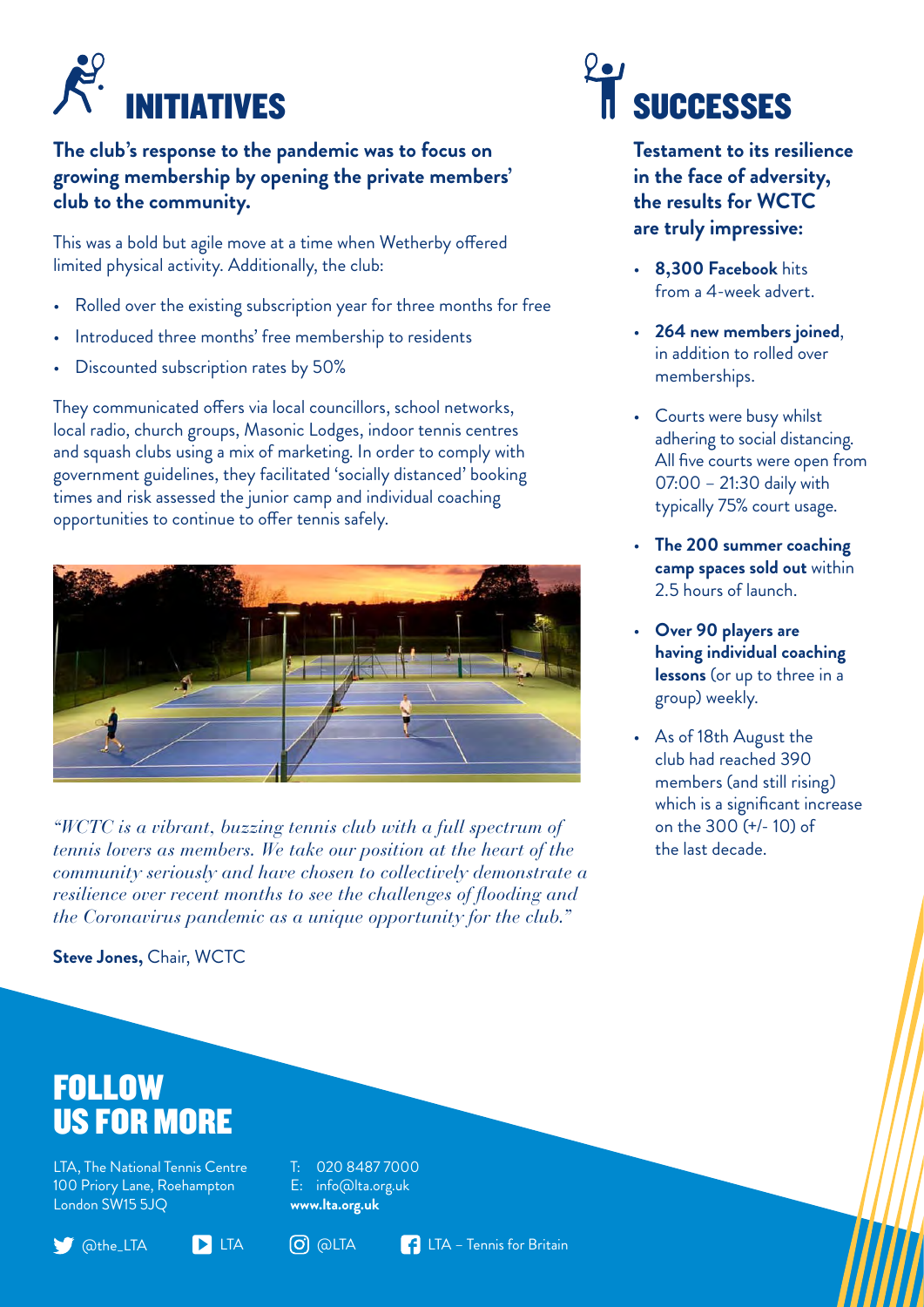# INITIATIVES

**The club's response to the pandemic was to focus on growing membership by opening the private members' club to the community.**

This was a bold but agile move at a time when Wetherby offered limited physical activity. Additionally, the club:

- Rolled over the existing subscription year for three months for free
- Introduced three months' free membership to residents
- Discounted subscription rates by 50%

They communicated offers via local councillors, school networks, local radio, church groups, Masonic Lodges, indoor tennis centres and squash clubs using a mix of marketing. In order to comply with government guidelines, they facilitated 'socially distanced' booking times and risk assessed the junior camp and individual coaching opportunities to continue to offer tennis safely.

*"WCTC is a vibrant, buzzing tennis club with a full spectrum of tennis lovers as members. We take our position at the heart of the community seriously and have chosen to collectively demonstrate a resilience over recent months to see the challenges of flooding and the Coronavirus pandemic as a unique opportunity for the club."*

**Steve Jones,** Chair, WCTC

# SUCCESSES

**Testament to its resilience in the face of adversity, the results for WCTC are truly impressive:**

- **8,300 Facebook** hits from a 4-week advert.
- **264 new members joined**, in addition to rolled over memberships.
- Courts were busy whilst adhering to social distancing. All five courts were open from 07:00 – 21:30 daily with typically 75% court usage.
- **The 200 summer coaching camp spaces sold out** within 2.5 hours of launch.
- **Over 90 players are having individual coaching lessons** (or up to three in a group) weekly.
- As of 18th August the club had reached 390 members (and still rising) which is a significant increase on the 300 (+/- 10) of the last decade.

## FOLLOW US FOR MORE

LTA, The National Tennis Centre
100 Priory Lane, Roehampton
London SW15 5JQ

T: 020 8487 7000
E: info@lta.org.uk
**www.lta.org.uk**

@the_LTA LTA @LTA LTA – Tennis for Britain